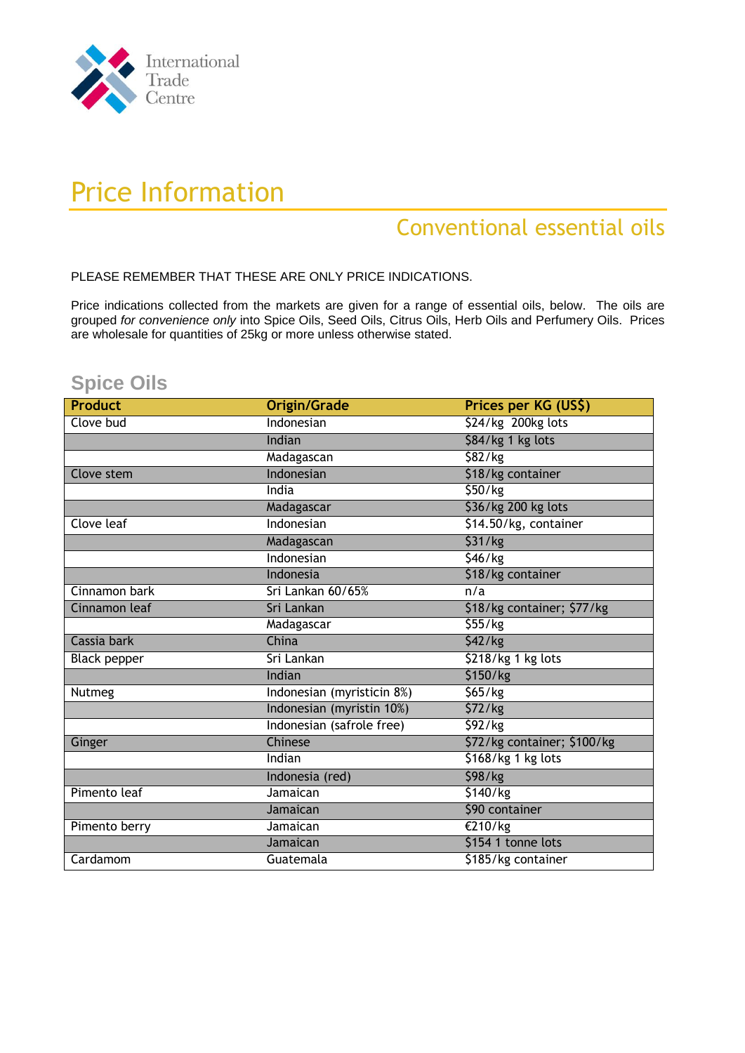International Trade Centre

# Price Information

## Conventional essential oils

PLEASE REMEMBER THAT THESE ARE ONLY PRICE INDICATIONS.

Price indications collected from the markets are given for a range of essential oils, below. The oils are grouped *for convenience only* into Spice Oils, Seed Oils, Citrus Oils, Herb Oils and Perfumery Oils. Prices are wholesale for quantities of 25kg or more unless otherwise stated.

### Spice Oils

| Product | Origin/Grade | Prices per KG (US$) |
|---|---|---|
| Clove bud | Indonesian | $24/kg 200kg lots |
| | Indian | $84/kg 1 kg lots |
| | Madagascan | $82/kg |
| Clove stem | Indonesian | $18/kg container |
| | India | $50/kg |
| | Madagascar | $36/kg 200 kg lots |
| Clove leaf | Indonesian | $14.50/kg, container |
| | Madagascan | $31/kg |
| | Indonesian | $46/kg |
| | Indonesia | $18/kg container |
| Cinnamon bark | Sri Lankan 60/65% | n/a |
| Cinnamon leaf | Sri Lankan | $18/kg container; $77/kg |
| | Madagascar | $55/kg |
| Cassia bark | China | $42/kg |
| Black pepper | Sri Lankan | $218/kg 1 kg lots |
| | Indian | $150/kg |
| Nutmeg | Indonesian (myristicin 8%) | $65/kg |
| | Indonesian (myristin 10%) | $72/kg |
| | Indonesian (safrole free) | $92/kg |
| Ginger | Chinese | $72/kg container; $100/kg |
| | Indian | $168/kg 1 kg lots |
| | Indonesia (red) | $98/kg |
| Pimento leaf | Jamaican | $140/kg |
| | Jamaican | $90 container |
| Pimento berry | Jamaican | €210/kg |
| | Jamaican | $154 1 tonne lots |
| Cardamom | Guatemala | $185/kg container |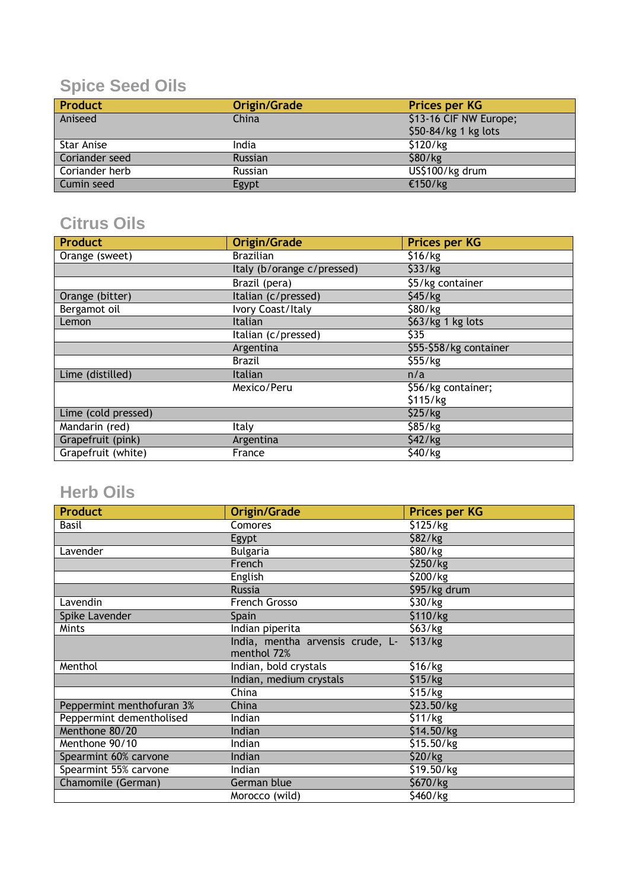## Spice Seed Oils

| Product | Origin/Grade | Prices per KG |
|---|---|---|
| Aniseed | China | $13-16 CIF NW Europe; $50-84/kg 1 kg lots |
| Star Anise | India | $120/kg |
| Coriander seed | Russian | $80/kg |
| Coriander herb | Russian | US$100/kg drum |
| Cumin seed | Egypt | €150/kg |

## Citrus Oils

| Product | Origin/Grade | Prices per KG |
|---|---|---|
| Orange (sweet) | Brazilian | $16/kg |
| | Italy (b/orange c/pressed) | $33/kg |
| | Brazil (pera) | $5/kg container |
| Orange (bitter) | Italian (c/pressed) | $45/kg |
| Bergamot oil | Ivory Coast/Italy | $80/kg |
| Lemon | Italian | $63/kg 1 kg lots |
| | Italian (c/pressed) | $35 |
| | Argentina | $55-$58/kg container |
| | Brazil | $55/kg |
| Lime (distilled) | Italian | n/a |
| | Mexico/Peru | $56/kg container; $115/kg |
| Lime (cold pressed) | | $25/kg |
| Mandarin (red) | Italy | $85/kg |
| Grapefruit (pink) | Argentina | $42/kg |
| Grapefruit (white) | France | $40/kg |

## Herb Oils

| Product | Origin/Grade | Prices per KG |
|---|---|---|
| Basil | Comores | $125/kg |
| | Egypt | $82/kg |
| Lavender | Bulgaria | $80/kg |
| | French | $250/kg |
| | English | $200/kg |
| | Russia | $95/kg drum |
| Lavendin | French Grosso | $30/kg |
| Spike Lavender | Spain | $110/kg |
| Mints | Indian piperita | $63/kg |
| | India, mentha arvensis crude, L-menthol 72% | $13/kg |
| Menthol | Indian, bold crystals | $16/kg |
| | Indian, medium crystals | $15/kg |
| | China | $15/kg |
| Peppermint menthofuran 3% | China | $23.50/kg |
| Peppermint dementholised | Indian | $11/kg |
| Menthone 80/20 | Indian | $14.50/kg |
| Menthone 90/10 | Indian | $15.50/kg |
| Spearmint 60% carvone | Indian | $20/kg |
| Spearmint 55% carvone | Indian | $19.50/kg |
| Chamomile (German) | German blue | $670/kg |
| | Morocco (wild) | $460/kg |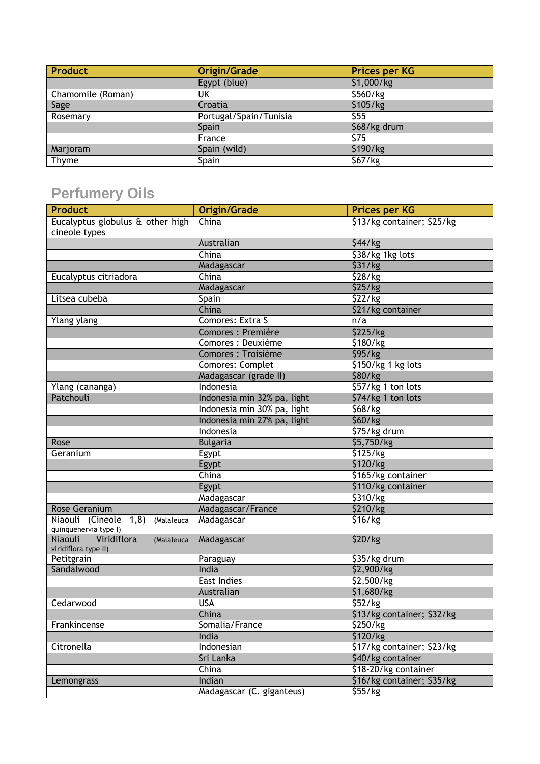| Product | Origin/Grade | Prices per KG |
|---|---|---|
| | Egypt (blue) | $1,000/kg |
| Chamomile (Roman) | UK | $560/kg |
| Sage | Croatia | $105/kg |
| Rosemary | Portugal/Spain/Tunisia | $55 |
| | Spain | $68/kg drum |
| | France | $75 |
| Marjoram | Spain (wild) | $190/kg |
| Thyme | Spain | $67/kg |

## Perfumery Oils

| Product | Origin/Grade | Prices per KG |
|---|---|---|
| Eucalyptus globulus & other high cineole types | China | $13/kg container; $25/kg |
| | Australian | $44/kg |
| | China | $38/kg 1kg lots |
| | Madagascar | $31/kg |
| Eucalyptus citriadora | China | $28/kg |
| | Madagascar | $25/kg |
| Litsea cubeba | Spain | $22/kg |
| | China | $21/kg container |
| Ylang ylang | Comores: Extra S | n/a |
| | Comores : Première | $225/kg |
| | Comores : Deuxième | $180/kg |
| | Comores : Troisième | $95/kg |
| | Comores: Complet | $150/kg 1 kg lots |
| | Madagascar (grade II) | $80/kg |
| Ylang (cananga) | Indonesia | $57/kg 1 ton lots |
| Patchouli | Indonesia min 32% pa, light | $74/kg 1 ton lots |
| | Indonesia min 30% pa, light | $68/kg |
| | Indonesia min 27% pa, light | $60/kg |
| | Indonesia | $75/kg drum |
| Rose | Bulgaria | $5,750/kg |
| Geranium | Egypt | $125/kg |
| | Egypt | $120/kg |
| | China | $165/kg container |
| | Egypt | $110/kg container |
| | Madagascar | $310/kg |
| Rose Geranium | Madagascar/France | $210/kg |
| Niaouli (Cineole 1,8) (Malaleuca quinquenervia type I) | Madagascar | $16/kg |
| Niaouli Viridiflora (Malaleuca viridiflora type II) | Madagascar | $20/kg |
| Petitgrain | Paraguay | $35/kg drum |
| Sandalwood | India | $2,900/kg |
| | East Indies | $2,500/kg |
| | Australian | $1,680/kg |
| Cedarwood | USA | $52/kg |
| | China | $13/kg container; $32/kg |
| Frankincense | Somalia/France | $250/kg |
| | India | $120/kg |
| Citronella | Indonesian | $17/kg container; $23/kg |
| | Sri Lanka | $40/kg container |
| | China | $18-20/kg container |
| Lemongrass | Indian | $16/kg container; $35/kg |
| | Madagascar (C. giganteus) | $55/kg |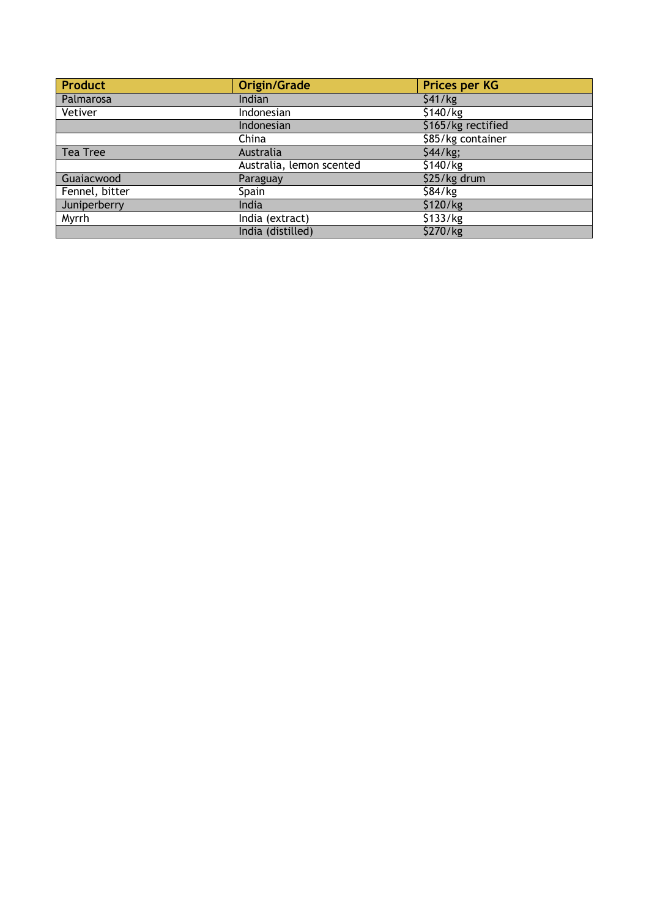| Product | Origin/Grade | Prices per KG |
| --- | --- | --- |
| Palmarosa | Indian | $41/kg |
| Vetiver | Indonesian | $140/kg |
| | Indonesian | $165/kg rectified |
| | China | $85/kg container |
| Tea Tree | Australia | $44/kg; |
| | Australia, lemon scented | $140/kg |
| Guaiacwood | Paraguay | $25/kg drum |
| Fennel, bitter | Spain | $84/kg |
| Juniperberry | India | $120/kg |
| Myrrh | India (extract) | $133/kg |
| | India (distilled) | $270/kg |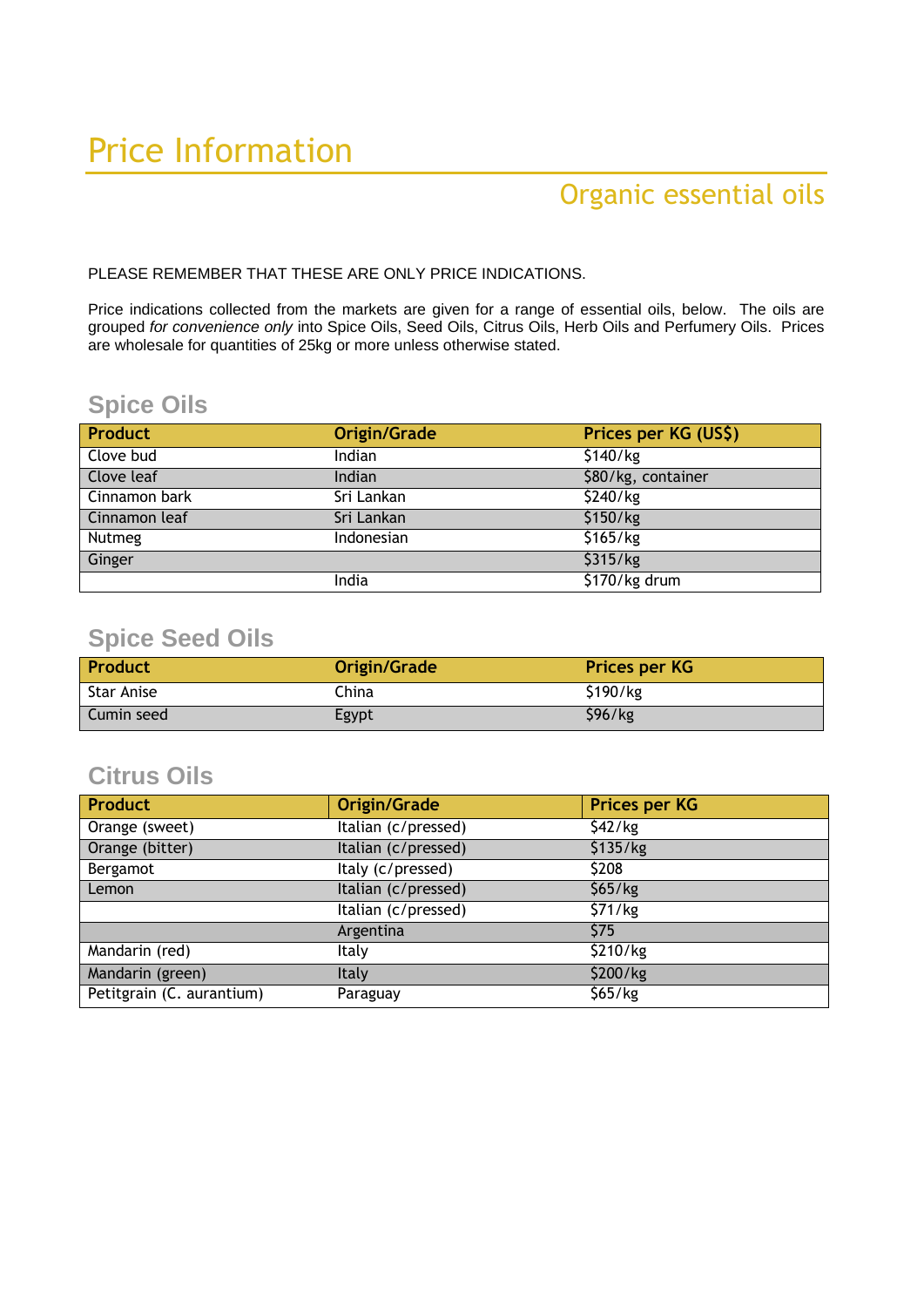# Price Information

## Organic essential oils

PLEASE REMEMBER THAT THESE ARE ONLY PRICE INDICATIONS.

Price indications collected from the markets are given for a range of essential oils, below. The oils are grouped *for convenience only* into Spice Oils, Seed Oils, Citrus Oils, Herb Oils and Perfumery Oils. Prices are wholesale for quantities of 25kg or more unless otherwise stated.

### Spice Oils

| Product | Origin/Grade | Prices per KG (US$) |
|---|---|---|
| Clove bud | Indian | $140/kg |
| Clove leaf | Indian | $80/kg, container |
| Cinnamon bark | Sri Lankan | $240/kg |
| Cinnamon leaf | Sri Lankan | $150/kg |
| Nutmeg | Indonesian | $165/kg |
| Ginger | | $315/kg |
| | India | $170/kg drum |

### Spice Seed Oils

| Product | Origin/Grade | Prices per KG |
|---|---|---|
| Star Anise | China | $190/kg |
| Cumin seed | Egypt | $96/kg |

### Citrus Oils

| Product | Origin/Grade | Prices per KG |
|---|---|---|
| Orange (sweet) | Italian (c/pressed) | $42/kg |
| Orange (bitter) | Italian (c/pressed) | $135/kg |
| Bergamot | Italy (c/pressed) | $208 |
| Lemon | Italian (c/pressed) | $65/kg |
| | Italian (c/pressed) | $71/kg |
| | Argentina | $75 |
| Mandarin (red) | Italy | $210/kg |
| Mandarin (green) | Italy | $200/kg |
| Petitgrain (C. aurantium) | Paraguay | $65/kg |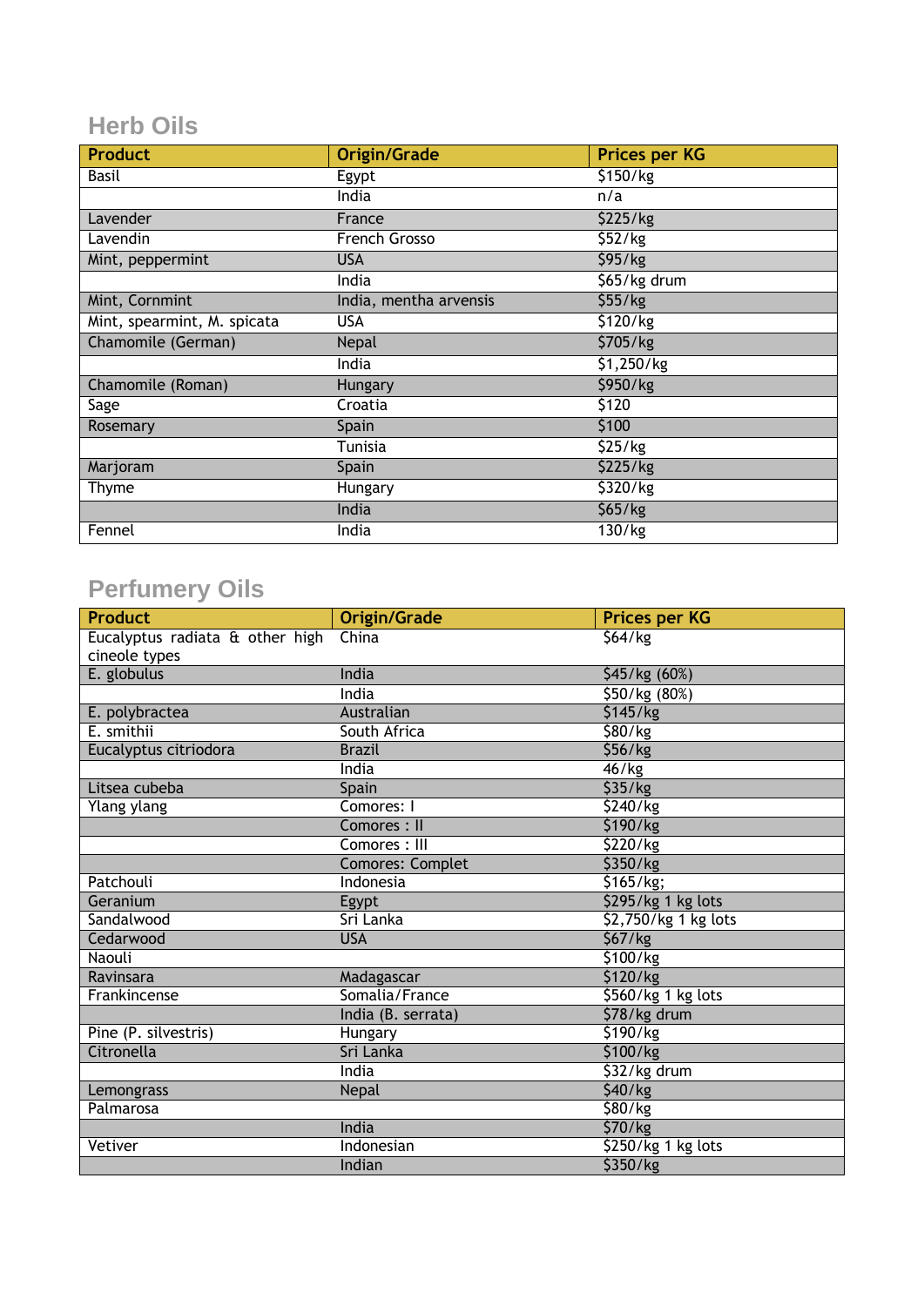## Herb Oils

| Product | Origin/Grade | Prices per KG |
|---|---|---|
| Basil | Egypt | $150/kg |
| | India | n/a |
| Lavender | France | $225/kg |
| Lavendin | French Grosso | $52/kg |
| Mint, peppermint | USA | $95/kg |
| | India | $65/kg drum |
| Mint, Cornmint | India, mentha arvensis | $55/kg |
| Mint, spearmint, M. spicata | USA | $120/kg |
| Chamomile (German) | Nepal | $705/kg |
| | India | $1,250/kg |
| Chamomile (Roman) | Hungary | $950/kg |
| Sage | Croatia | $120 |
| Rosemary | Spain | $100 |
| | Tunisia | $25/kg |
| Marjoram | Spain | $225/kg |
| Thyme | Hungary | $320/kg |
| | India | $65/kg |
| Fennel | India | 130/kg |

## Perfumery Oils

| Product | Origin/Grade | Prices per KG |
|---|---|---|
| Eucalyptus radiata & other high cineole types | China | $64/kg |
| E. globulus | India | $45/kg (60%) |
| | India | $50/kg (80%) |
| E. polybractea | Australian | $145/kg |
| E. smithii | South Africa | $80/kg |
| Eucalyptus citriodora | Brazil | $56/kg |
| | India | 46/kg |
| Litsea cubeba | Spain | $35/kg |
| Ylang ylang | Comores: I | $240/kg |
| | Comores : II | $190/kg |
| | Comores : III | $220/kg |
| | Comores: Complet | $350/kg |
| Patchouli | Indonesia | $165/kg; |
| Geranium | Egypt | $295/kg 1 kg lots |
| Sandalwood | Sri Lanka | $2,750/kg 1 kg lots |
| Cedarwood | USA | $67/kg |
| Naouli | | $100/kg |
| Ravinsara | Madagascar | $120/kg |
| Frankincense | Somalia/France | $560/kg 1 kg lots |
| | India (B. serrata) | $78/kg drum |
| Pine (P. silvestris) | Hungary | $190/kg |
| Citronella | Sri Lanka | $100/kg |
| | India | $32/kg drum |
| Lemongrass | Nepal | $40/kg |
| Palmarosa | | $80/kg |
| | India | $70/kg |
| Vetiver | Indonesian | $250/kg 1 kg lots |
| | Indian | $350/kg |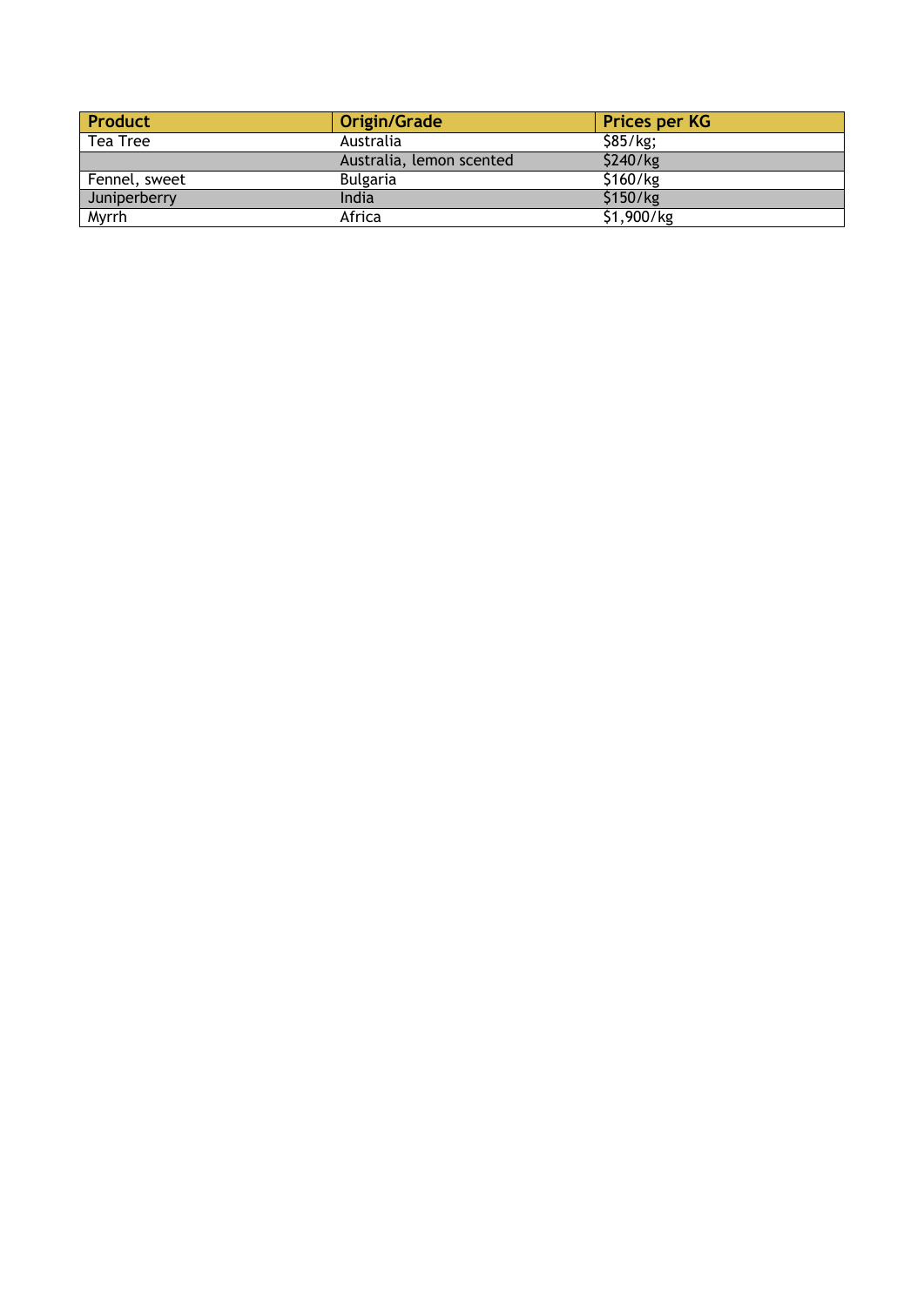| Product | Origin/Grade | Prices per KG |
| --- | --- | --- |
| Tea Tree | Australia | $85/kg; |
| | Australia, lemon scented | $240/kg |
| Fennel, sweet | Bulgaria | $160/kg |
| Juniperberry | India | $150/kg |
| Myrrh | Africa | $1,900/kg |